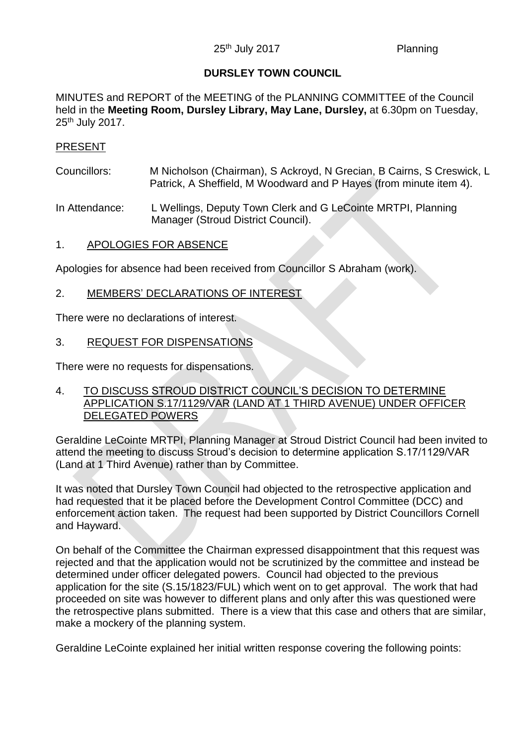25th July 2017 Planning

# DURSLEY TOWN COUNCIL

MINUTES and REPORT of the MEETING of the PLANNING COMMITTEE of the Council held in the **Meeting Room, Dursley Library, May Lane, Dursley,** at 6.30pm on Tuesday, 25th July 2017.

## PRESENT

Councillors: M Nicholson (Chairman), S Ackroyd, N Grecian, B Cairns, S Creswick, L Patrick, A Sheffield, M Woodward and P Hayes (from minute item 4).

In Attendance: L Wellings, Deputy Town Clerk and G LeCointe MRTPI, Planning Manager (Stroud District Council).

## 1. APOLOGIES FOR ABSENCE

Apologies for absence had been received from Councillor S Abraham (work).

## 2. MEMBERS' DECLARATIONS OF INTEREST

There were no declarations of interest.

## 3. REQUEST FOR DISPENSATIONS

There were no requests for dispensations.

## 4. TO DISCUSS STROUD DISTRICT COUNCIL'S DECISION TO DETERMINE APPLICATION S.17/1129/VAR (LAND AT 1 THIRD AVENUE) UNDER OFFICER DELEGATED POWERS

Geraldine LeCointe MRTPI, Planning Manager at Stroud District Council had been invited to attend the meeting to discuss Stroud's decision to determine application S.17/1129/VAR (Land at 1 Third Avenue) rather than by Committee.

It was noted that Dursley Town Council had objected to the retrospective application and had requested that it be placed before the Development Control Committee (DCC) and enforcement action taken. The request had been supported by District Councillors Cornell and Hayward.

On behalf of the Committee the Chairman expressed disappointment that this request was rejected and that the application would not be scrutinized by the committee and instead be determined under officer delegated powers. Council had objected to the previous application for the site (S.15/1823/FUL) which went on to get approval. The work that had proceeded on site was however to different plans and only after this was questioned were the retrospective plans submitted. There is a view that this case and others that are similar, make a mockery of the planning system.

Geraldine LeCointe explained her initial written response covering the following points: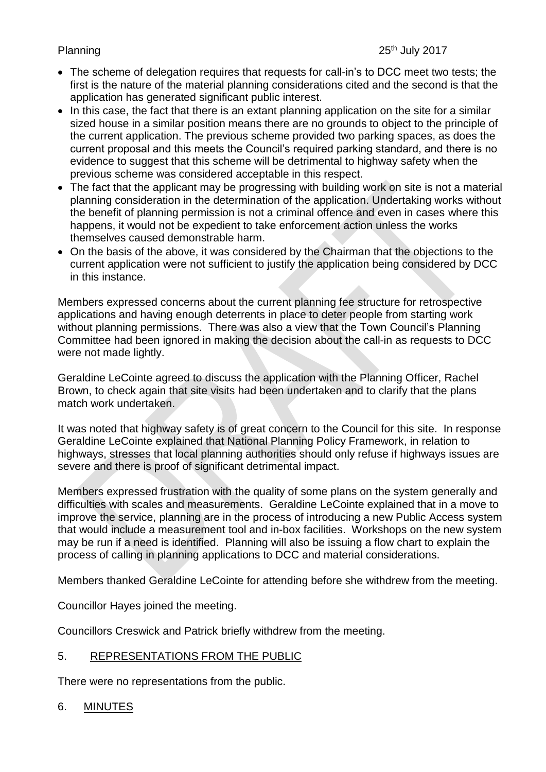- The scheme of delegation requires that requests for call-in's to DCC meet two tests; the first is the nature of the material planning considerations cited and the second is that the application has generated significant public interest.
- In this case, the fact that there is an extant planning application on the site for a similar sized house in a similar position means there are no grounds to object to the principle of the current application. The previous scheme provided two parking spaces, as does the current proposal and this meets the Council's required parking standard, and there is no evidence to suggest that this scheme will be detrimental to highway safety when the previous scheme was considered acceptable in this respect.
- The fact that the applicant may be progressing with building work on site is not a material planning consideration in the determination of the application. Undertaking works without the benefit of planning permission is not a criminal offence and even in cases where this happens, it would not be expedient to take enforcement action unless the works themselves caused demonstrable harm.
- On the basis of the above, it was considered by the Chairman that the objections to the current application were not sufficient to justify the application being considered by DCC in this instance.

Members expressed concerns about the current planning fee structure for retrospective applications and having enough deterrents in place to deter people from starting work without planning permissions. There was also a view that the Town Council's Planning Committee had been ignored in making the decision about the call-in as requests to DCC were not made lightly.

Geraldine LeCointe agreed to discuss the application with the Planning Officer, Rachel Brown, to check again that site visits had been undertaken and to clarify that the plans match work undertaken.

It was noted that highway safety is of great concern to the Council for this site. In response Geraldine LeCointe explained that National Planning Policy Framework, in relation to highways, stresses that local planning authorities should only refuse if highways issues are severe and there is proof of significant detrimental impact.

Members expressed frustration with the quality of some plans on the system generally and difficulties with scales and measurements. Geraldine LeCointe explained that in a move to improve the service, planning are in the process of introducing a new Public Access system that would include a measurement tool and in-box facilities. Workshops on the new system may be run if a need is identified. Planning will also be issuing a flow chart to explain the process of calling in planning applications to DCC and material considerations.

Members thanked Geraldine LeCointe for attending before she withdrew from the meeting.

Councillor Hayes joined the meeting.

Councillors Creswick and Patrick briefly withdrew from the meeting.

## 5. REPRESENTATIONS FROM THE PUBLIC

There were no representations from the public.

## 6. MINUTES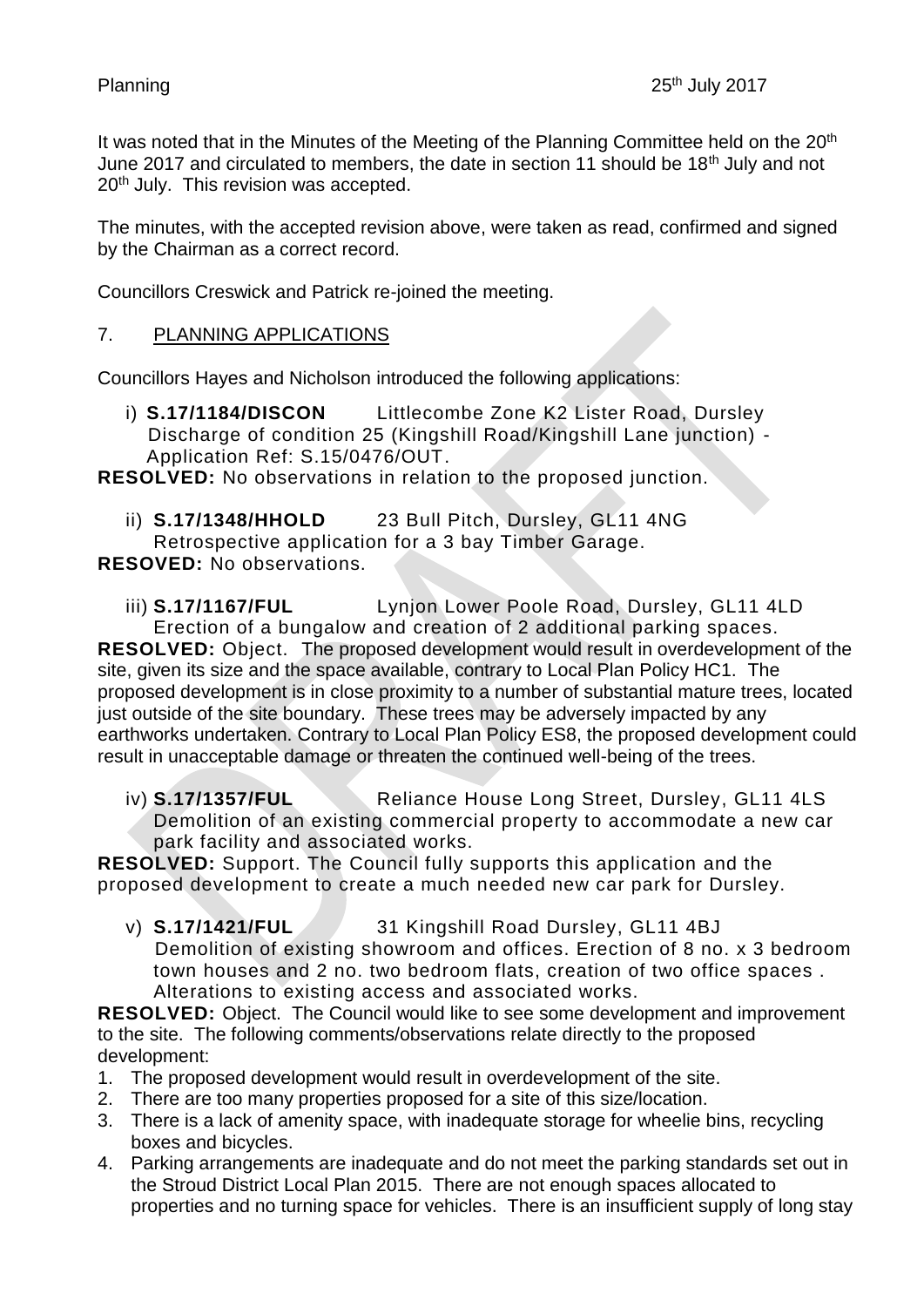It was noted that in the Minutes of the Meeting of the Planning Committee held on the 20th June 2017 and circulated to members, the date in section 11 should be 18th July and not 20th July. This revision was accepted.

The minutes, with the accepted revision above, were taken as read, confirmed and signed by the Chairman as a correct record.

Councillors Creswick and Patrick re-joined the meeting.

## 7. PLANNING APPLICATIONS

Councillors Hayes and Nicholson introduced the following applications:

i) **S.17/1184/DISCON** Littlecombe Zone K2 Lister Road, Dursley
Discharge of condition 25 (Kingshill Road/Kingshill Lane junction) - Application Ref: S.15/0476/OUT.

**RESOLVED:** No observations in relation to the proposed junction.

ii) **S.17/1348/HHOLD** 23 Bull Pitch, Dursley, GL11 4NG
Retrospective application for a 3 bay Timber Garage.

**RESOVED:** No observations.

iii) **S.17/1167/FUL** Lynjon Lower Poole Road, Dursley, GL11 4LD
Erection of a bungalow and creation of 2 additional parking spaces.

**RESOLVED:** Object. The proposed development would result in overdevelopment of the site, given its size and the space available, contrary to Local Plan Policy HC1. The proposed development is in close proximity to a number of substantial mature trees, located just outside of the site boundary. These trees may be adversely impacted by any earthworks undertaken. Contrary to Local Plan Policy ES8, the proposed development could result in unacceptable damage or threaten the continued well-being of the trees.

iv) **S.17/1357/FUL** Reliance House Long Street, Dursley, GL11 4LS
Demolition of an existing commercial property to accommodate a new car park facility and associated works.

**RESOLVED:** Support. The Council fully supports this application and the proposed development to create a much needed new car park for Dursley.

v) **S.17/1421/FUL** 31 Kingshill Road Dursley, GL11 4BJ
Demolition of existing showroom and offices. Erection of 8 no. x 3 bedroom town houses and 2 no. two bedroom flats, creation of two office spaces . Alterations to existing access and associated works.

**RESOLVED:** Object. The Council would like to see some development and improvement to the site. The following comments/observations relate directly to the proposed development:

1. The proposed development would result in overdevelopment of the site.
2. There are too many properties proposed for a site of this size/location.
3. There is a lack of amenity space, with inadequate storage for wheelie bins, recycling boxes and bicycles.
4. Parking arrangements are inadequate and do not meet the parking standards set out in the Stroud District Local Plan 2015. There are not enough spaces allocated to properties and no turning space for vehicles. There is an insufficient supply of long stay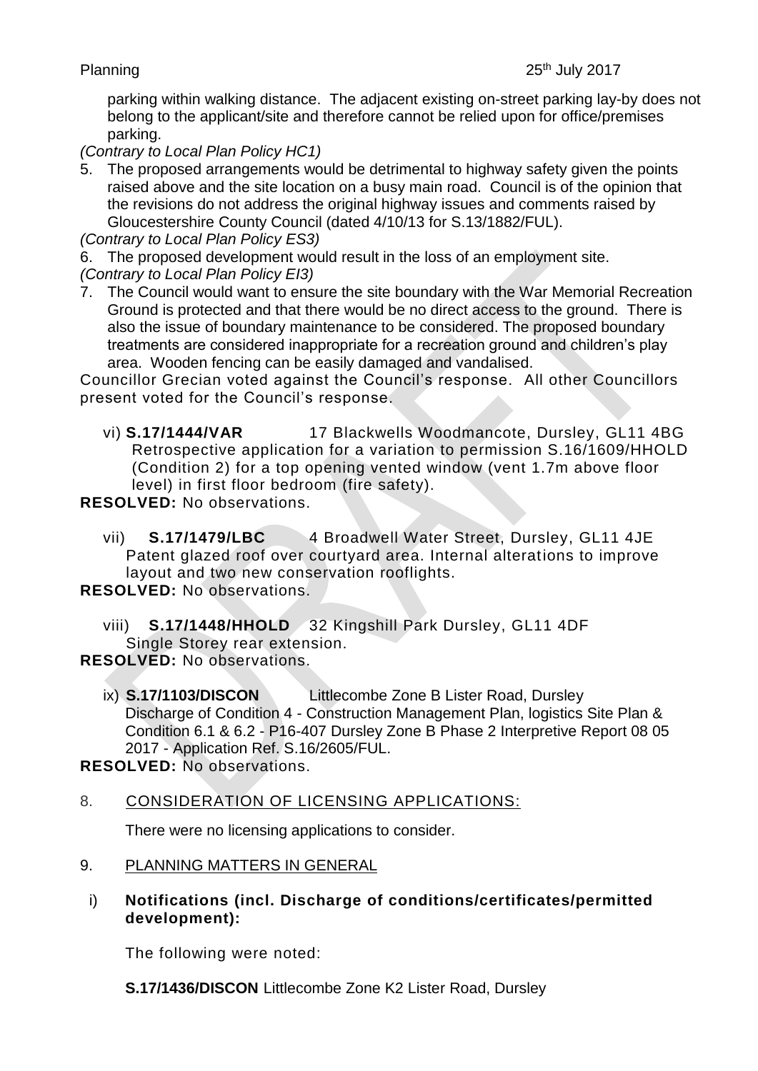parking within walking distance. The adjacent existing on-street parking lay-by does not belong to the applicant/site and therefore cannot be relied upon for office/premises parking.

*(Contrary to Local Plan Policy HC1)*

5. The proposed arrangements would be detrimental to highway safety given the points raised above and the site location on a busy main road. Council is of the opinion that the revisions do not address the original highway issues and comments raised by Gloucestershire County Council (dated 4/10/13 for S.13/1882/FUL).

*(Contrary to Local Plan Policy ES3)*

6. The proposed development would result in the loss of an employment site.

*(Contrary to Local Plan Policy EI3)*

7. The Council would want to ensure the site boundary with the War Memorial Recreation Ground is protected and that there would be no direct access to the ground. There is also the issue of boundary maintenance to be considered. The proposed boundary treatments are considered inappropriate for a recreation ground and children's play area. Wooden fencing can be easily damaged and vandalised.

Councillor Grecian voted against the Council's response. All other Councillors present voted for the Council's response.

vi) **S.17/1444/VAR** 17 Blackwells Woodmancote, Dursley, GL11 4BG Retrospective application for a variation to permission S.16/1609/HHOLD (Condition 2) for a top opening vented window (vent 1.7m above floor level) in first floor bedroom (fire safety).

**RESOLVED:** No observations.

vii) **S.17/1479/LBC** 4 Broadwell Water Street, Dursley, GL11 4JE Patent glazed roof over courtyard area. Internal alterations to improve layout and two new conservation rooflights.

**RESOLVED:** No observations.

viii) **S.17/1448/HHOLD** 32 Kingshill Park Dursley, GL11 4DF Single Storey rear extension.

**RESOLVED:** No observations.

ix) **S.17/1103/DISCON** Littlecombe Zone B Lister Road, Dursley Discharge of Condition 4 - Construction Management Plan, logistics Site Plan & Condition 6.1 & 6.2 - P16-407 Dursley Zone B Phase 2 Interpretive Report 08 05 2017 - Application Ref. S.16/2605/FUL.

**RESOLVED:** No observations.

8. CONSIDERATION OF LICENSING APPLICATIONS:

There were no licensing applications to consider.

9. PLANNING MATTERS IN GENERAL

i) **Notifications (incl. Discharge of conditions/certificates/permitted development):**

The following were noted:

**S.17/1436/DISCON** Littlecombe Zone K2 Lister Road, Dursley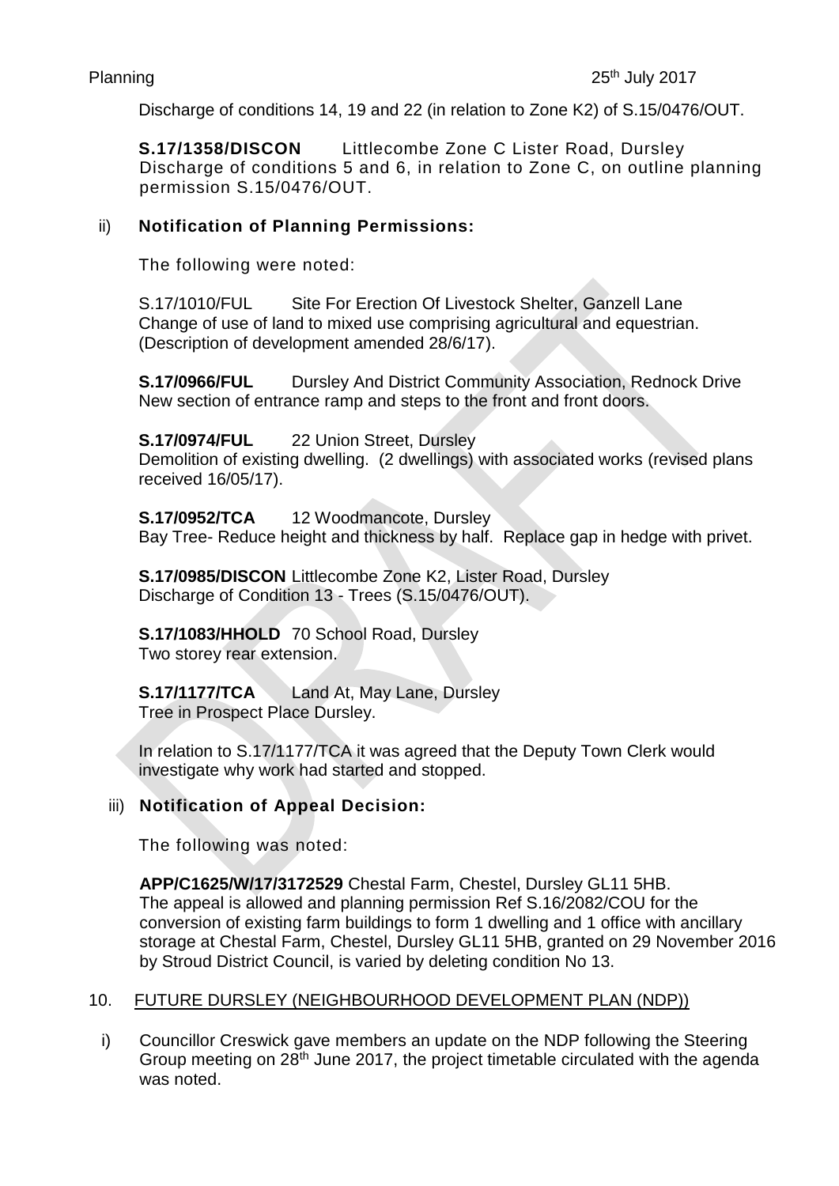Discharge of conditions 14, 19 and 22 (in relation to Zone K2) of S.15/0476/OUT.

**S.17/1358/DISCON** Littlecombe Zone C Lister Road, Dursley
Discharge of conditions 5 and 6, in relation to Zone C, on outline planning permission S.15/0476/OUT.

ii) **Notification of Planning Permissions:**

The following were noted:

S.17/1010/FUL Site For Erection Of Livestock Shelter, Ganzell Lane
Change of use of land to mixed use comprising agricultural and equestrian. (Description of development amended 28/6/17).

**S.17/0966/FUL** Dursley And District Community Association, Rednock Drive
New section of entrance ramp and steps to the front and front doors.

**S.17/0974/FUL** 22 Union Street, Dursley
Demolition of existing dwelling. (2 dwellings) with associated works (revised plans received 16/05/17).

**S.17/0952/TCA** 12 Woodmancote, Dursley
Bay Tree- Reduce height and thickness by half. Replace gap in hedge with privet.

**S.17/0985/DISCON** Littlecombe Zone K2, Lister Road, Dursley
Discharge of Condition 13 - Trees (S.15/0476/OUT).

**S.17/1083/HHOLD** 70 School Road, Dursley
Two storey rear extension.

**S.17/1177/TCA** Land At, May Lane, Dursley
Tree in Prospect Place Dursley.

In relation to S.17/1177/TCA it was agreed that the Deputy Town Clerk would investigate why work had started and stopped.

iii) **Notification of Appeal Decision:**

The following was noted:

**APP/C1625/W/17/3172529** Chestal Farm, Chestel, Dursley GL11 5HB.
The appeal is allowed and planning permission Ref S.16/2082/COU for the conversion of existing farm buildings to form 1 dwelling and 1 office with ancillary storage at Chestal Farm, Chestel, Dursley GL11 5HB, granted on 29 November 2016 by Stroud District Council, is varied by deleting condition No 13.

10. FUTURE DURSLEY (NEIGHBOURHOOD DEVELOPMENT PLAN (NDP))

i) Councillor Creswick gave members an update on the NDP following the Steering Group meeting on 28th June 2017, the project timetable circulated with the agenda was noted.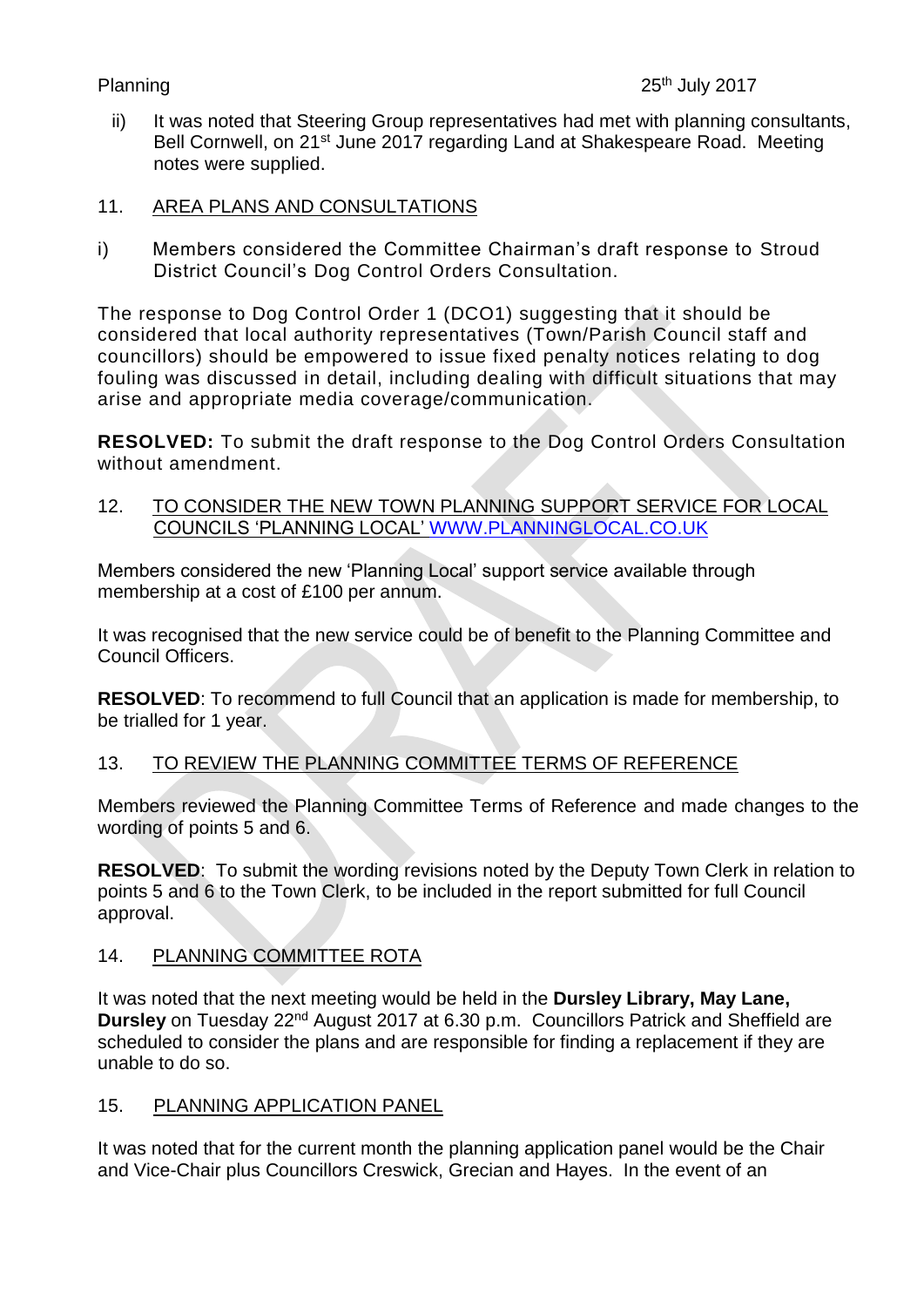ii) It was noted that Steering Group representatives had met with planning consultants, Bell Cornwell, on 21st June 2017 regarding Land at Shakespeare Road. Meeting notes were supplied.

## 11. AREA PLANS AND CONSULTATIONS

i) Members considered the Committee Chairman's draft response to Stroud District Council's Dog Control Orders Consultation.

The response to Dog Control Order 1 (DCO1) suggesting that it should be considered that local authority representatives (Town/Parish Council staff and councillors) should be empowered to issue fixed penalty notices relating to dog fouling was discussed in detail, including dealing with difficult situations that may arise and appropriate media coverage/communication.

**RESOLVED:** To submit the draft response to the Dog Control Orders Consultation without amendment.

## 12. TO CONSIDER THE NEW TOWN PLANNING SUPPORT SERVICE FOR LOCAL COUNCILS 'PLANNING LOCAL' WWW.PLANNINGLOCAL.CO.UK

Members considered the new 'Planning Local' support service available through membership at a cost of £100 per annum.

It was recognised that the new service could be of benefit to the Planning Committee and Council Officers.

**RESOLVED**: To recommend to full Council that an application is made for membership, to be trialled for 1 year.

## 13. TO REVIEW THE PLANNING COMMITTEE TERMS OF REFERENCE

Members reviewed the Planning Committee Terms of Reference and made changes to the wording of points 5 and 6.

**RESOLVED**: To submit the wording revisions noted by the Deputy Town Clerk in relation to points 5 and 6 to the Town Clerk, to be included in the report submitted for full Council approval.

## 14. PLANNING COMMITTEE ROTA

It was noted that the next meeting would be held in the **Dursley Library, May Lane, Dursley** on Tuesday 22nd August 2017 at 6.30 p.m. Councillors Patrick and Sheffield are scheduled to consider the plans and are responsible for finding a replacement if they are unable to do so.

## 15. PLANNING APPLICATION PANEL

It was noted that for the current month the planning application panel would be the Chair and Vice-Chair plus Councillors Creswick, Grecian and Hayes. In the event of an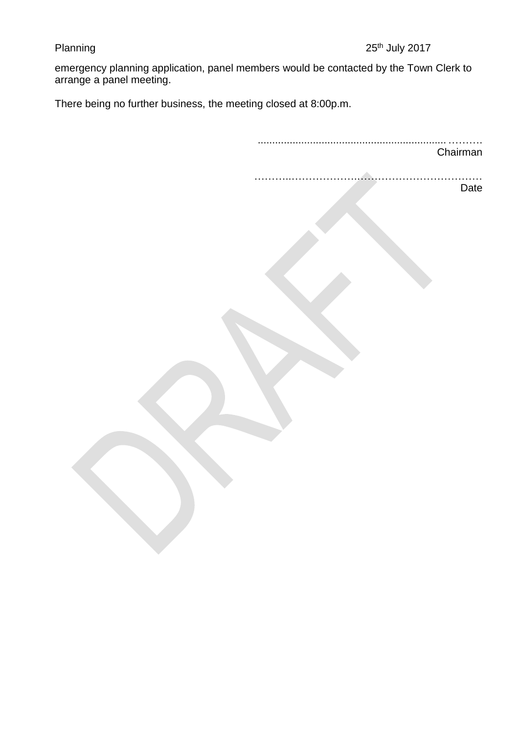emergency planning application, panel members would be contacted by the Town Clerk to arrange a panel meeting.

There being no further business, the meeting closed at 8:00p.m.

................................................................ ……….
Chairman

…………………………………………………………………
Date